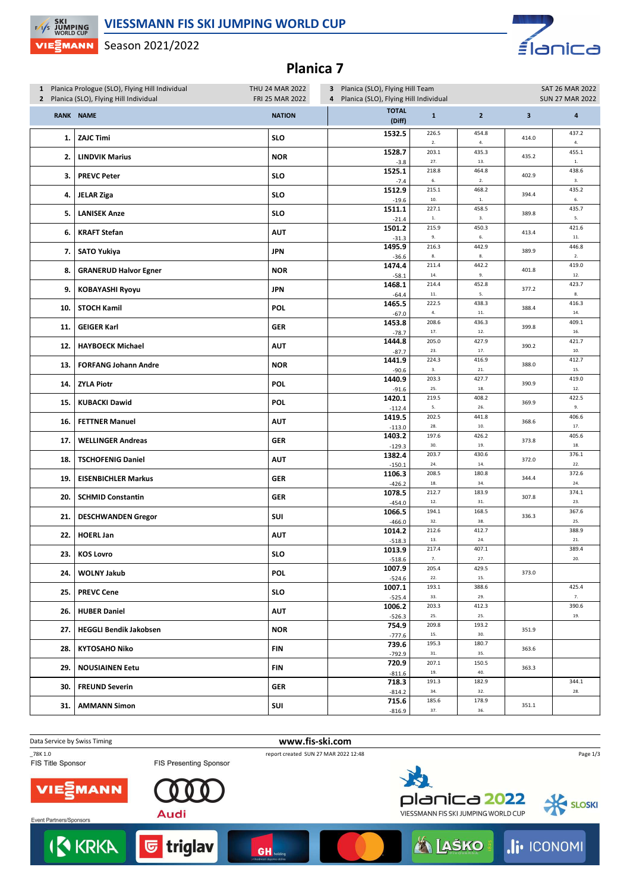# VIESSMANN FIS SKI JUMPING WORLD CUP

Season 2021/2022

## Planica 7

| | | |
|---|---|---|
| 1 | Planica Prologue (SLO), Flying Hill Individual | THU 24 MAR 2022 |
| 2 | Planica (SLO), Flying Hill Individual | FRI 25 MAR 2022 |
| 3 | Planica (SLO), Flying Hill Team | SAT 26 MAR 2022 |
| 4 | Planica (SLO), Flying Hill Individual | SUN 27 MAR 2022 |

| RANK | NAME | NATION | TOTAL (Diff) | 1 | 2 | 3 | 4 |
|---|---|---|---|---|---|---|---|
| 1. | ZAJC Timi | SLO | 1532.5 | 226.5 2. | 454.8 4. | 414.0 | 437.2 4. |
| 2. | LINDVIK Marius | NOR | 1528.7 -3.8 | 203.1 27. | 435.3 13. | 435.2 | 455.1 1. |
| 3. | PREVC Peter | SLO | 1525.1 -7.4 | 218.8 6. | 464.8 2. | 402.9 | 438.6 3. |
| 4. | JELAR Ziga | SLO | 1512.9 -19.6 | 215.1 10. | 468.2 1. | 394.4 | 435.2 6. |
| 5. | LANISEK Anze | SLO | 1511.1 -21.4 | 227.1 1. | 458.5 3. | 389.8 | 435.7 5. |
| 6. | KRAFT Stefan | AUT | 1501.2 -31.3 | 215.9 9. | 450.3 6. | 413.4 | 421.6 11. |
| 7. | SATO Yukiya | JPN | 1495.9 -36.6 | 216.3 8. | 442.9 8. | 389.9 | 446.8 2. |
| 8. | GRANERUD Halvor Egner | NOR | 1474.4 -58.1 | 211.4 14. | 442.2 9. | 401.8 | 419.0 12. |
| 9. | KOBAYASHI Ryoyu | JPN | 1468.1 -64.4 | 214.4 11. | 452.8 5. | 377.2 | 423.7 8. |
| 10. | STOCH Kamil | POL | 1465.5 -67.0 | 222.5 4. | 438.3 11. | 388.4 | 416.3 14. |
| 11. | GEIGER Karl | GER | 1453.8 -78.7 | 208.6 17. | 436.3 12. | 399.8 | 409.1 16. |
| 12. | HAYBOECK Michael | AUT | 1444.8 -87.7 | 205.0 23. | 427.9 17. | 390.2 | 421.7 10. |
| 13. | FORFANG Johann Andre | NOR | 1441.9 -90.6 | 224.3 3. | 416.9 21. | 388.0 | 412.7 15. |
| 14. | ZYLA Piotr | POL | 1440.9 -91.6 | 203.3 25. | 427.7 18. | 390.9 | 419.0 12. |
| 15. | KUBACKI Dawid | POL | 1420.1 -112.4 | 219.5 5. | 408.2 26. | 369.9 | 422.5 9. |
| 16. | FETTNER Manuel | AUT | 1419.5 -113.0 | 202.5 28. | 441.8 10. | 368.6 | 406.6 17. |
| 17. | WELLINGER Andreas | GER | 1403.2 -129.3 | 197.6 30. | 426.2 19. | 373.8 | 405.6 18. |
| 18. | TSCHOFENIG Daniel | AUT | 1382.4 -150.1 | 203.7 24. | 430.6 14. | 372.0 | 376.1 22. |
| 19. | EISENBICHLER Markus | GER | 1106.3 -426.2 | 208.5 18. | 180.8 34. | 344.4 | 372.6 24. |
| 20. | SCHMID Constantin | GER | 1078.5 -454.0 | 212.7 12. | 183.9 31. | 307.8 | 374.1 23. |
| 21. | DESCHWANDEN Gregor | SUI | 1066.5 -466.0 | 194.1 32. | 168.5 38. | 336.3 | 367.6 25. |
| 22. | HOERL Jan | AUT | 1014.2 -518.3 | 212.6 13. | 412.7 24. | | 388.9 21. |
| 23. | KOS Lovro | SLO | 1013.9 -518.6 | 217.4 7. | 407.1 27. | | 389.4 20. |
| 24. | WOLNY Jakub | POL | 1007.9 -524.6 | 205.4 22. | 429.5 15. | 373.0 | |
| 25. | PREVC Cene | SLO | 1007.1 -525.4 | 193.1 33. | 388.6 29. | | 425.4 7. |
| 26. | HUBER Daniel | AUT | 1006.2 -526.3 | 203.3 25. | 412.3 25. | | 390.6 19. |
| 27. | HEGGLI Bendik Jakobsen | NOR | 754.9 -777.6 | 209.8 15. | 193.2 30. | 351.9 | |
| 28. | KYTOSAHO Niko | FIN | 739.6 -792.9 | 195.3 31. | 180.7 35. | 363.6 | |
| 29. | NOUSIAINEN Eetu | FIN | 720.9 -811.6 | 207.1 19. | 150.5 40. | 363.3 | |
| 30. | FREUND Severin | GER | 718.3 -814.2 | 191.3 34. | 182.9 32. | | 344.1 28. |
| 31. | AMMANN Simon | SUI | 715.6 -816.9 | 185.6 37. | 178.9 36. | 351.1 | |

Data Service by Swiss Timing

www.fis-ski.com

_78K 1.0

report created SUN 27 MAR 2022 12:48

FIS Title Sponsor

FIS Presenting Sponsor

Event Partners/Sponsors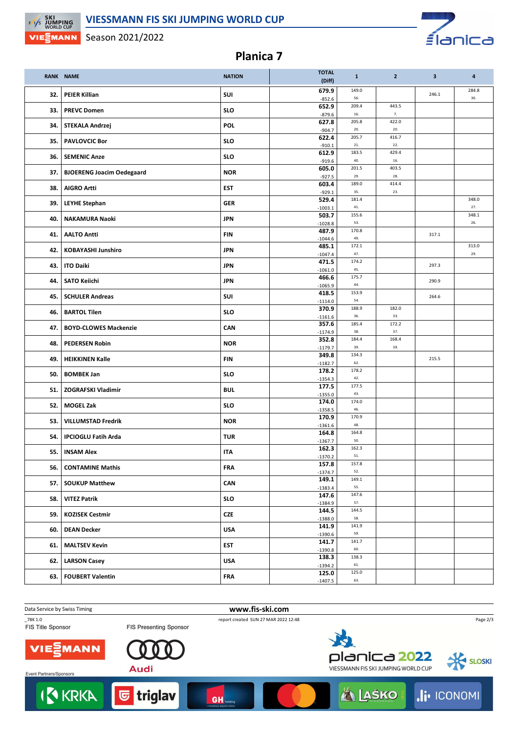# Planica 7

| RANK | NAME | NATION | TOTAL (Diff) | 1 | 2 | 3 | 4 |
|---|---|---|---|---|---|---|---|
| 32. | PEIER Killian | SUI | 679.9 -852.6 | 149.0 56. | | 246.1 | 284.8 30. |
| 33. | PREVC Domen | SLO | 652.9 -879.6 | 209.4 16. | 443.5 7. | | |
| 34. | STEKALA Andrzej | POL | 627.8 -904.7 | 205.8 20. | 422.0 20. | | |
| 35. | PAVLOVCIC Bor | SLO | 622.4 -910.1 | 205.7 21. | 416.7 22. | | |
| 36. | SEMENIC Anze | SLO | 612.9 -919.6 | 183.5 40. | 429.4 16. | | |
| 37. | BJOERENG Joacim Oedegaard | NOR | 605.0 -927.5 | 201.5 29. | 403.5 28. | | |
| 38. | AIGRO Artti | EST | 603.4 -929.1 | 189.0 35. | 414.4 23. | | |
| 39. | LEYHE Stephan | GER | 529.4 -1003.1 | 181.4 41. | | | 348.0 27. |
| 40. | NAKAMURA Naoki | JPN | 503.7 -1028.8 | 155.6 53. | | | 348.1 26. |
| 41. | AALTO Antti | FIN | 487.9 -1044.6 | 170.8 49. | | 317.1 | |
| 42. | KOBAYASHI Junshiro | JPN | 485.1 -1047.4 | 172.1 47. | | | 313.0 29. |
| 43. | ITO Daiki | JPN | 471.5 -1061.0 | 174.2 45. | | 297.3 | |
| 44. | SATO Keiichi | JPN | 466.6 -1065.9 | 175.7 44. | | 290.9 | |
| 45. | SCHULER Andreas | SUI | 418.5 -1114.0 | 153.9 54. | | 264.6 | |
| 46. | BARTOL Tilen | SLO | 370.9 -1161.6 | 188.9 36. | 182.0 33. | | |
| 47. | BOYD-CLOWES Mackenzie | CAN | 357.6 -1174.9 | 185.4 38. | 172.2 37. | | |
| 48. | PEDERSEN Robin | NOR | 352.8 -1179.7 | 184.4 39. | 168.4 39. | | |
| 49. | HEIKKINEN Kalle | FIN | 349.8 -1182.7 | 134.3 62. | | 215.5 | |
| 50. | BOMBEK Jan | SLO | 178.2 -1354.3 | 178.2 42. | | | |
| 51. | ZOGRAFSKI Vladimir | BUL | 177.5 -1355.0 | 177.5 43. | | | |
| 52. | MOGEL Zak | SLO | 174.0 -1358.5 | 174.0 46. | | | |
| 53. | VILLUMSTAD Fredrik | NOR | 170.9 -1361.6 | 170.9 48. | | | |
| 54. | IPCIOGLU Fatih Arda | TUR | 164.8 -1367.7 | 164.8 50. | | | |
| 55. | INSAM Alex | ITA | 162.3 -1370.2 | 162.3 51. | | | |
| 56. | CONTAMINE Mathis | FRA | 157.8 -1374.7 | 157.8 52. | | | |
| 57. | SOUKUP Matthew | CAN | 149.1 -1383.4 | 149.1 55. | | | |
| 58. | VITEZ Patrik | SLO | 147.6 -1384.9 | 147.6 57. | | | |
| 59. | KOZISEK Cestmir | CZE | 144.5 -1388.0 | 144.5 58. | | | |
| 60. | DEAN Decker | USA | 141.9 -1390.6 | 141.9 59. | | | |
| 61. | MALTSEV Kevin | EST | 141.7 -1390.8 | 141.7 60. | | | |
| 62. | LARSON Casey | USA | 138.3 -1394.2 | 138.3 61. | | | |
| 63. | FOUBERT Valentin | FRA | 125.0 -1407.5 | 125.0 63. | | | |

Data Service by Swiss Timing

www.fis-ski.com

_78K 1.0

report created SUN 27 MAR 2022 12:48

FIS Title Sponsor

FIS Presenting Sponsor

Event Partners/Sponsors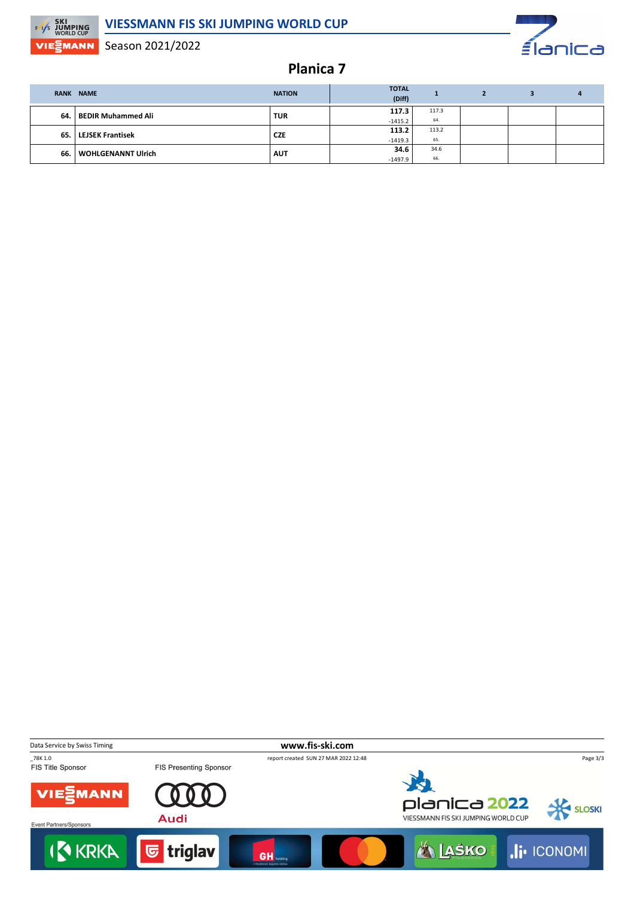## Planica 7

| RANK | NAME | NATION | TOTAL (Diff) | 1 | 2 | 3 | 4 |
|---|---|---|---|---|---|---|---|
| 64. | BEDIR Muhammed Ali | TUR | 117.3<br>-1415.2 | 117.3<br>64. | | | |
| 65. | LEJSEK Frantisek | CZE | 113.2<br>-1419.3 | 113.2<br>65. | | | |
| 66. | WOHLGENANNT Ulrich | AUT | 34.6<br>-1497.9 | 34.6<br>66. | | | |